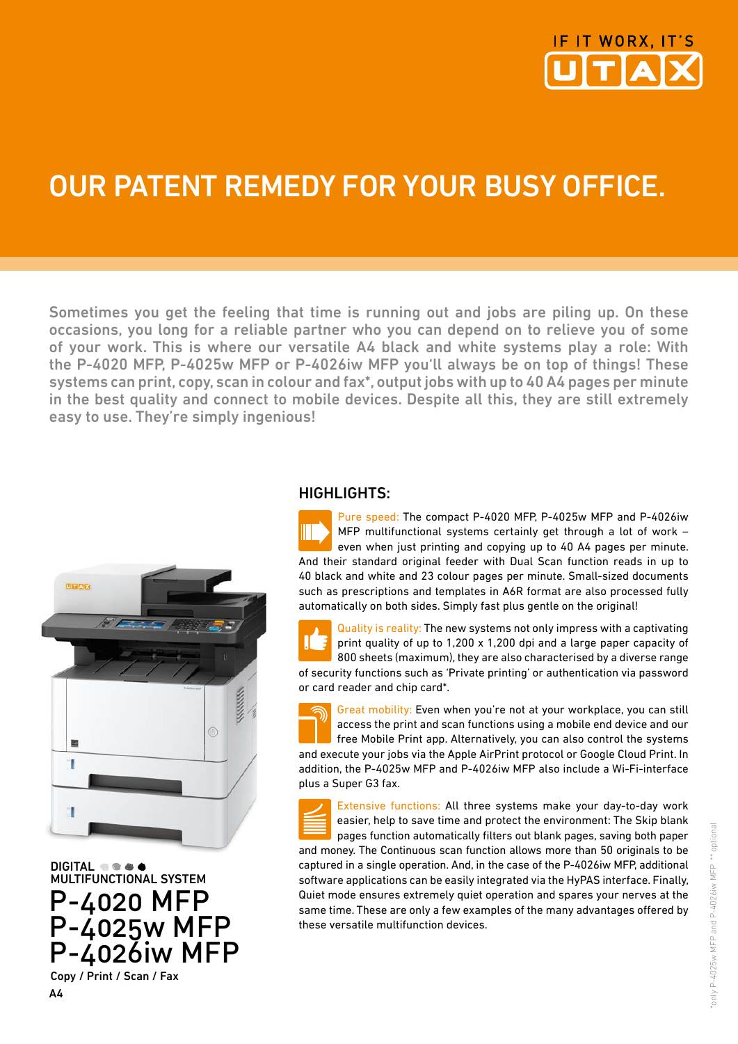IF IT WORX, IT'S UTAX

# OUR PATENT REMEDY FOR YOUR BUSY OFFICE.

Sometimes you get the feeling that time is running out and jobs are piling up. On these occasions, you long for a reliable partner who you can depend on to relieve you of some of your work. This is where our versatile A4 black and white systems play a role: With the P-4020 MFP, P-4025w MFP or P-4026iw MFP you'll always be on top of things! These systems can print, copy, scan in colour and fax*, output jobs with up to 40 A4 pages per minute in the best quality and connect to mobile devices. Despite all this, they are still extremely easy to use. They're simply ingenious!

DIGITAL
MULTIFUNCTIONAL SYSTEM

# P-4020 MFP
# P-4025w MFP
# P-4026iw MFP

Copy / Print / Scan / Fax

A4

## HIGHLIGHTS:

Pure speed: The compact P-4020 MFP, P-4025w MFP and P-4026iw MFP multifunctional systems certainly get through a lot of work – even when just printing and copying up to 40 A4 pages per minute. And their standard original feeder with Dual Scan function reads in up to 40 black and white and 23 colour pages per minute. Small-sized documents such as prescriptions and templates in A6R format are also processed fully automatically on both sides. Simply fast plus gentle on the original!

Quality is reality: The new systems not only impress with a captivating print quality of up to 1,200 x 1,200 dpi and a large paper capacity of 800 sheets (maximum), they are also characterised by a diverse range of security functions such as 'Private printing' or authentication via password or card reader and chip card*.

Great mobility: Even when you're not at your workplace, you can still access the print and scan functions using a mobile end device and our free Mobile Print app. Alternatively, you can also control the systems and execute your jobs via the Apple AirPrint protocol or Google Cloud Print. In addition, the P-4025w MFP and P-4026iw MFP also include a Wi-Fi-interface plus a Super G3 fax.

Extensive functions: All three systems make your day-to-day work easier, help to save time and protect the environment: The Skip blank pages function automatically filters out blank pages, saving both paper and money. The Continuous scan function allows more than 50 originals to be captured in a single operation. And, in the case of the P-4026iw MFP, additional software applications can be easily integrated via the HyPAS interface. Finally, Quiet mode ensures extremely quiet operation and spares your nerves at the same time. These are only a few examples of the many advantages offered by these versatile multifunction devices.

*only P-4025w MFP and P-4026iw MFP ** optional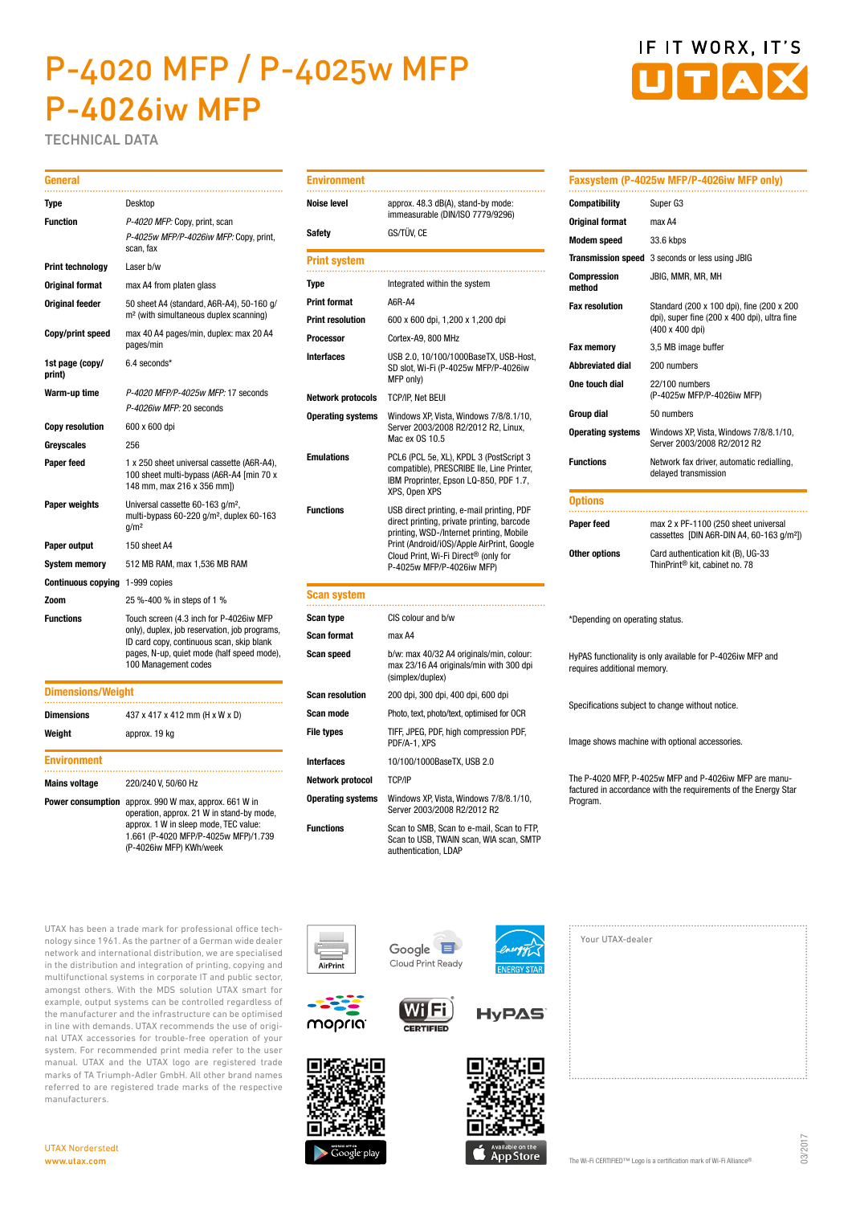# P-4020 MFP / P-4025w MFP P-4026iw MFP

TECHNICAL DATA

IF IT WORX, IT'S UTAX

## General

| | |
|---|---|
| **Type** | Desktop |
| **Function** | *P-4020 MFP:* Copy, print, scan<br>*P-4025w MFP/P-4026iw MFP:* Copy, print, scan, fax |
| **Print technology** | Laser b/w |
| **Original format** | max A4 from platen glass |
| **Original feeder** | 50 sheet A4 (standard, A6R-A4), 50-160 g/m² (with simultaneous duplex scanning) |
| **Copy/print speed** | max 40 A4 pages/min, duplex: max 20 A4 pages/min |
| **1st page (copy/print)** | 6.4 seconds* |
| **Warm-up time** | *P-4020 MFP/P-4025w MFP:* 17 seconds<br>*P-4026iw MFP:* 20 seconds |
| **Copy resolution** | 600 x 600 dpi |
| **Greyscales** | 256 |
| **Paper feed** | 1 x 250 sheet universal cassette (A6R-A4), 100 sheet multi-bypass (A6R-A4 [min 70 x 148 mm, max 216 x 356 mm]) |
| **Paper weights** | Universal cassette 60-163 g/m², multi-bypass 60-220 g/m², duplex 60-163 g/m² |
| **Paper output** | 150 sheet A4 |
| **System memory** | 512 MB RAM, max 1,536 MB RAM |
| **Continuous copying** | 1-999 copies |
| **Zoom** | 25 %-400 % in steps of 1 % |
| **Functions** | Touch screen (4.3 inch for P-4026iw MFP only), duplex, job reservation, job programs, ID card copy, continuous scan, skip blank pages, N-up, quiet mode (half speed mode), 100 Management codes |

## Dimensions/Weight

| | |
|---|---|
| **Dimensions** | 437 x 417 x 412 mm (H x W x D) |
| **Weight** | approx. 19 kg |

## Environment

| | |
|---|---|
| **Mains voltage** | 220/240 V, 50/60 Hz |
| **Power consumption** | approx. 990 W max, approx. 661 W in operation, approx. 21 W in stand-by mode, approx. 1 W in sleep mode, TEC value: 1.661 (P-4020 MFP/P-4025w MFP)/1.739 (P-4026iw MFP) KWh/week |

## Environment

| | |
|---|---|
| **Noise level** | approx. 48.3 dB(A), stand-by mode: immeasurable (DIN/ISO 7779/9296) |
| **Safety** | GS/TÜV, CE |

## Print system

| | |
|---|---|
| **Type** | Integrated within the system |
| **Print format** | A6R-A4 |
| **Print resolution** | 600 x 600 dpi, 1,200 x 1,200 dpi |
| **Processor** | Cortex-A9, 800 MHz |
| **Interfaces** | USB 2.0, 10/100/1000BaseTX, USB-Host, SD slot, Wi-Fi (P-4025w MFP/P-4026iw MFP only) |
| **Network protocols** | TCP/IP, Net BEUI |
| **Operating systems** | Windows XP, Vista, Windows 7/8/8.1/10, Server 2003/2008 R2/2012 R2, Linux, Mac ex OS 10.5 |
| **Emulations** | PCL6 (PCL 5e, XL), KPDL 3 (PostScript 3 compatible), PRESCRIBE IIe, Line Printer, IBM Proprinter, Epson LQ-850, PDF 1.7, XPS, Open XPS |
| **Functions** | USB direct printing, e-mail printing, PDF direct printing, private printing, barcode printing, WSD-/Internet printing, Mobile Print (Android/iOS)/Apple AirPrint, Google Cloud Print, Wi-Fi Direct® (only for P-4025w MFP/P-4026iw MFP) |

## Scan system

| | |
|---|---|
| **Scan type** | CIS colour and b/w |
| **Scan format** | max A4 |
| **Scan speed** | b/w: max 40/32 A4 originals/min, colour: max 23/16 A4 originals/min with 300 dpi (simplex/duplex) |
| **Scan resolution** | 200 dpi, 300 dpi, 400 dpi, 600 dpi |
| **Scan mode** | Photo, text, photo/text, optimised for OCR |
| **File types** | TIFF, JPEG, PDF, high compression PDF, PDF/A-1, XPS |
| **Interfaces** | 10/100/1000BaseTX, USB 2.0 |
| **Network protocol** | TCP/IP |
| **Operating systems** | Windows XP, Vista, Windows 7/8/8.1/10, Server 2003/2008 R2/2012 R2 |
| **Functions** | Scan to SMB, Scan to e-mail, Scan to FTP, Scan to USB, TWAIN scan, WIA scan, SMTP authentication, LDAP |

## Faxsystem (P-4025w MFP/P-4026iw MFP only)

| | |
|---|---|
| **Compatibility** | Super G3 |
| **Original format** | max A4 |
| **Modem speed** | 33.6 kbps |
| **Transmission speed** | 3 seconds or less using JBIG |
| **Compression method** | JBIG, MMR, MR, MH |
| **Fax resolution** | Standard (200 x 100 dpi), fine (200 x 200 dpi), super fine (200 x 400 dpi), ultra fine (400 x 400 dpi) |
| **Fax memory** | 3,5 MB image buffer |
| **Abbreviated dial** | 200 numbers |
| **One touch dial** | 22/100 numbers (P-4025w MFP/P-4026iw MFP) |
| **Group dial** | 50 numbers |
| **Operating systems** | Windows XP, Vista, Windows 7/8/8.1/10, Server 2003/2008 R2/2012 R2 |
| **Functions** | Network fax driver, automatic redialling, delayed transmission |

## Options

| | |
|---|---|
| **Paper feed** | max 2 x PF-1100 (250 sheet universal cassettes [DIN A6R-DIN A4, 60-163 g/m²]) |
| **Other options** | Card authentication kit (B), UG-33 ThinPrint® kit, cabinet no. 78 |

*Depending on operating status.

HyPAS functionality is only available for P-4026iw MFP and requires additional memory.

Specifications subject to change without notice.

Image shows machine with optional accessories.

The P-4020 MFP, P-4025w MFP and P-4026iw MFP are manufactured in accordance with the requirements of the Energy Star Program.

UTAX has been a trade mark for professional office technology since 1961. As the partner of a German wide dealer network and international distribution, we are specialised in the distribution and integration of printing, copying and multifunctional systems in corporate IT and public sector, amongst others. With the MDS solution UTAX smart for example, output systems can be controlled regardless of the manufacturer and the infrastructure can be optimised in line with demands. UTAX recommends the use of original UTAX accessories for trouble-free operation of your system. For recommended print media refer to the user manual. UTAX and the UTAX logo are registered trade marks of TA Triumph-Adler GmbH. All other brand names referred to are registered trade marks of the respective manufacturers.

AirPrint

Google Cloud Print Ready

ENERGY STAR

mopria

Wi Fi CERTIFIED

HyPAS

Google play

Available on the App Store

Your UTAX-dealer

UTAX Norderstedt
www.utax.com

The Wi-Fi CERTIFIED™ Logo is a certification mark of Wi-Fi Alliance®

03/2017